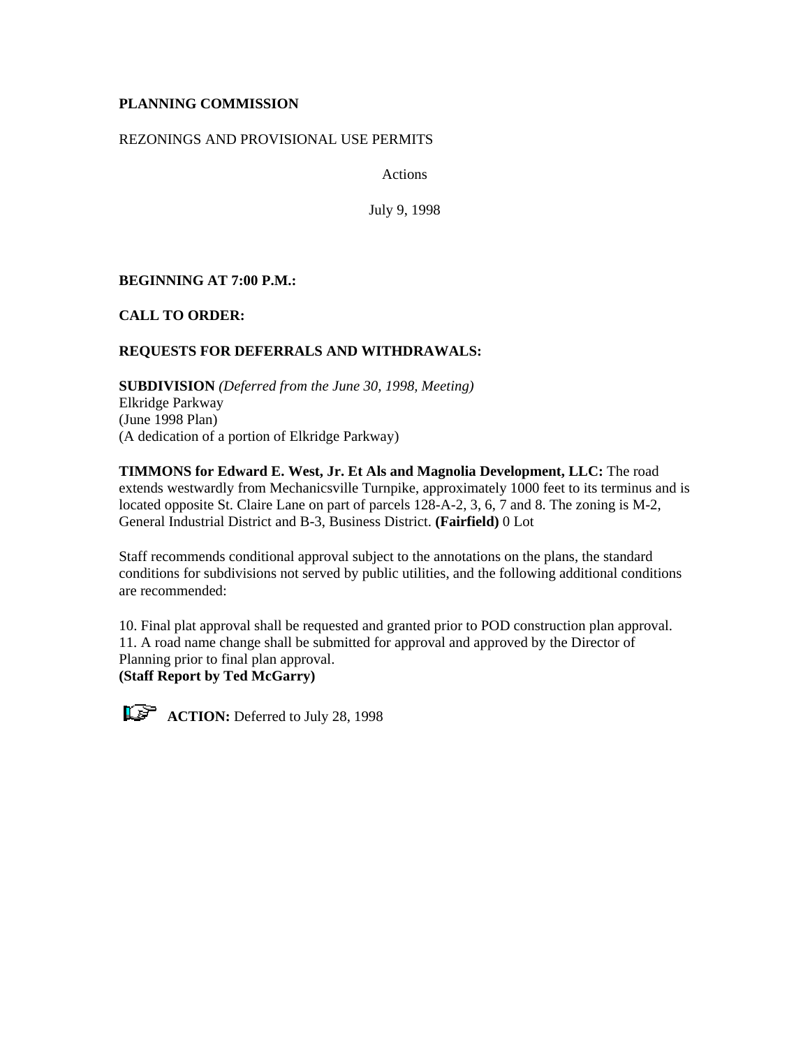**PLANNING COMMISSION**

REZONINGS AND PROVISIONAL USE PERMITS

Actions

July 9, 1998

**BEGINNING AT 7:00 P.M.:**

**CALL TO ORDER:**

**REQUESTS FOR DEFERRALS AND WITHDRAWALS:**

**SUBDIVISION** *(Deferred from the June 30, 1998, Meeting)*
Elkridge Parkway
(June 1998 Plan)
(A dedication of a portion of Elkridge Parkway)

**TIMMONS for Edward E. West, Jr. Et Als and Magnolia Development, LLC:** The road extends westwardly from Mechanicsville Turnpike, approximately 1000 feet to its terminus and is located opposite St. Claire Lane on part of parcels 128-A-2, 3, 6, 7 and 8. The zoning is M-2, General Industrial District and B-3, Business District. **(Fairfield)** 0 Lot

Staff recommends conditional approval subject to the annotations on the plans, the standard conditions for subdivisions not served by public utilities, and the following additional conditions are recommended:

10. Final plat approval shall be requested and granted prior to POD construction plan approval.
11. A road name change shall be submitted for approval and approved by the Director of Planning prior to final plan approval.

**(Staff Report by Ted McGarry)**

**ACTION:** Deferred to July 28, 1998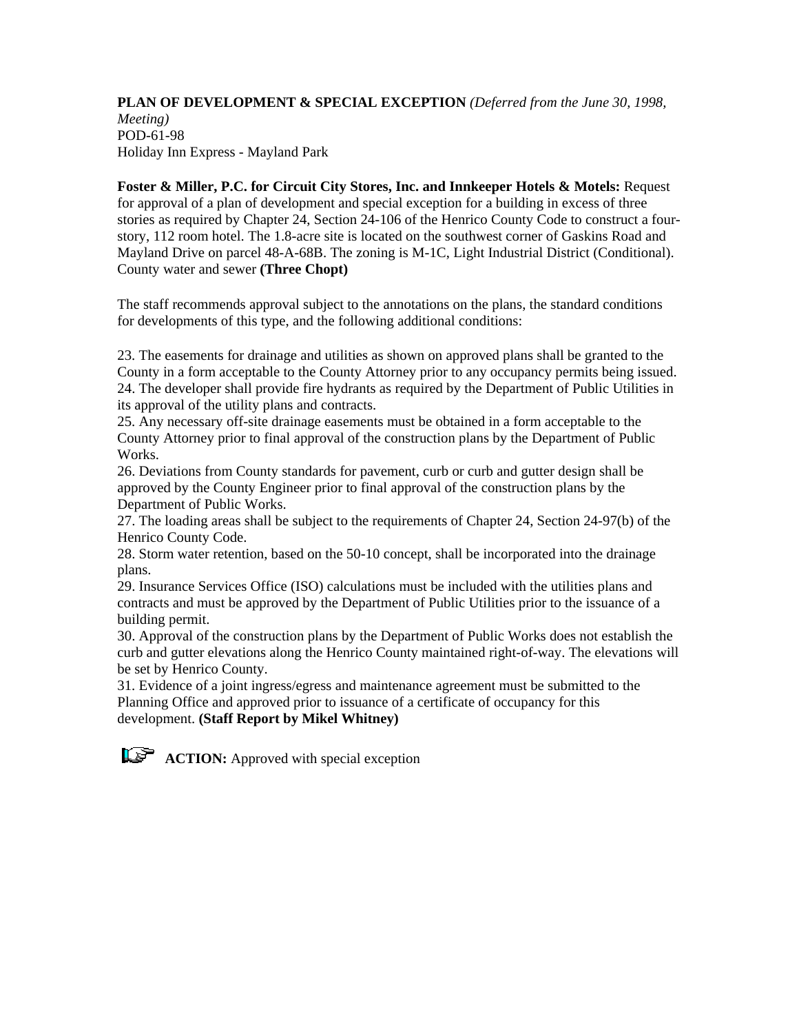**PLAN OF DEVELOPMENT & SPECIAL EXCEPTION** *(Deferred from the June 30, 1998, Meeting)*
POD-61-98
Holiday Inn Express - Mayland Park

**Foster & Miller, P.C. for Circuit City Stores, Inc. and Innkeeper Hotels & Motels:** Request for approval of a plan of development and special exception for a building in excess of three stories as required by Chapter 24, Section 24-106 of the Henrico County Code to construct a four-story, 112 room hotel. The 1.8-acre site is located on the southwest corner of Gaskins Road and Mayland Drive on parcel 48-A-68B. The zoning is M-1C, Light Industrial District (Conditional). County water and sewer **(Three Chopt)**

The staff recommends approval subject to the annotations on the plans, the standard conditions for developments of this type, and the following additional conditions:

23. The easements for drainage and utilities as shown on approved plans shall be granted to the County in a form acceptable to the County Attorney prior to any occupancy permits being issued.
24. The developer shall provide fire hydrants as required by the Department of Public Utilities in its approval of the utility plans and contracts.
25. Any necessary off-site drainage easements must be obtained in a form acceptable to the County Attorney prior to final approval of the construction plans by the Department of Public Works.
26. Deviations from County standards for pavement, curb or curb and gutter design shall be approved by the County Engineer prior to final approval of the construction plans by the Department of Public Works.
27. The loading areas shall be subject to the requirements of Chapter 24, Section 24-97(b) of the Henrico County Code.
28. Storm water retention, based on the 50-10 concept, shall be incorporated into the drainage plans.
29. Insurance Services Office (ISO) calculations must be included with the utilities plans and contracts and must be approved by the Department of Public Utilities prior to the issuance of a building permit.
30. Approval of the construction plans by the Department of Public Works does not establish the curb and gutter elevations along the Henrico County maintained right-of-way. The elevations will be set by Henrico County.
31. Evidence of a joint ingress/egress and maintenance agreement must be submitted to the Planning Office and approved prior to issuance of a certificate of occupancy for this development. **(Staff Report by Mikel Whitney)**

**ACTION:** Approved with special exception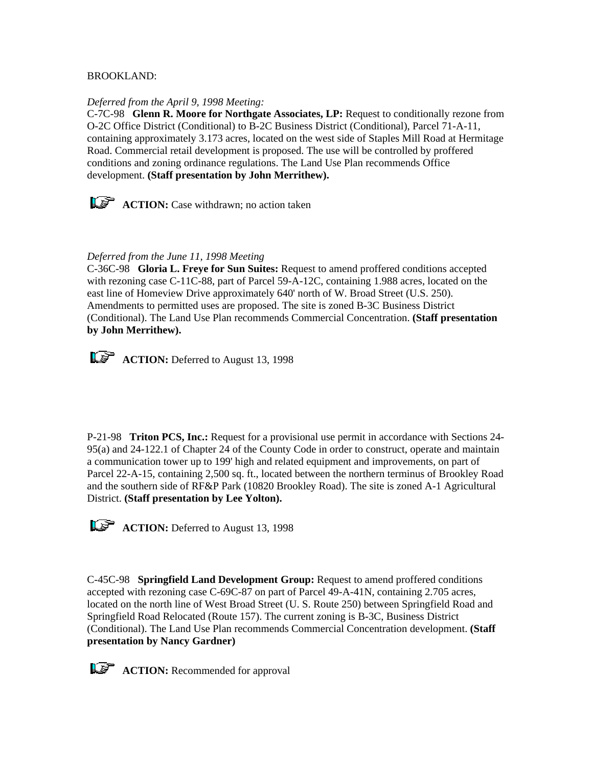BROOKLAND:

*Deferred from the April 9, 1998 Meeting:*
C-7C-98 **Glenn R. Moore for Northgate Associates, LP:** Request to conditionally rezone from O-2C Office District (Conditional) to B-2C Business District (Conditional), Parcel 71-A-11, containing approximately 3.173 acres, located on the west side of Staples Mill Road at Hermitage Road. Commercial retail development is proposed. The use will be controlled by proffered conditions and zoning ordinance regulations. The Land Use Plan recommends Office development. **(Staff presentation by John Merrithew).**

**ACTION:** Case withdrawn; no action taken

*Deferred from the June 11, 1998 Meeting*
C-36C-98 **Gloria L. Freye for Sun Suites:** Request to amend proffered conditions accepted with rezoning case C-11C-88, part of Parcel 59-A-12C, containing 1.988 acres, located on the east line of Homeview Drive approximately 640' north of W. Broad Street (U.S. 250). Amendments to permitted uses are proposed. The site is zoned B-3C Business District (Conditional). The Land Use Plan recommends Commercial Concentration. **(Staff presentation by John Merrithew).**

**ACTION:** Deferred to August 13, 1998

P-21-98 **Triton PCS, Inc.:** Request for a provisional use permit in accordance with Sections 24-95(a) and 24-122.1 of Chapter 24 of the County Code in order to construct, operate and maintain a communication tower up to 199' high and related equipment and improvements, on part of Parcel 22-A-15, containing 2,500 sq. ft., located between the northern terminus of Brookley Road and the southern side of RF&P Park (10820 Brookley Road). The site is zoned A-1 Agricultural District. **(Staff presentation by Lee Yolton).**

**ACTION:** Deferred to August 13, 1998

C-45C-98 **Springfield Land Development Group:** Request to amend proffered conditions accepted with rezoning case C-69C-87 on part of Parcel 49-A-41N, containing 2.705 acres, located on the north line of West Broad Street (U. S. Route 250) between Springfield Road and Springfield Road Relocated (Route 157). The current zoning is B-3C, Business District (Conditional). The Land Use Plan recommends Commercial Concentration development. **(Staff presentation by Nancy Gardner)**

**ACTION:** Recommended for approval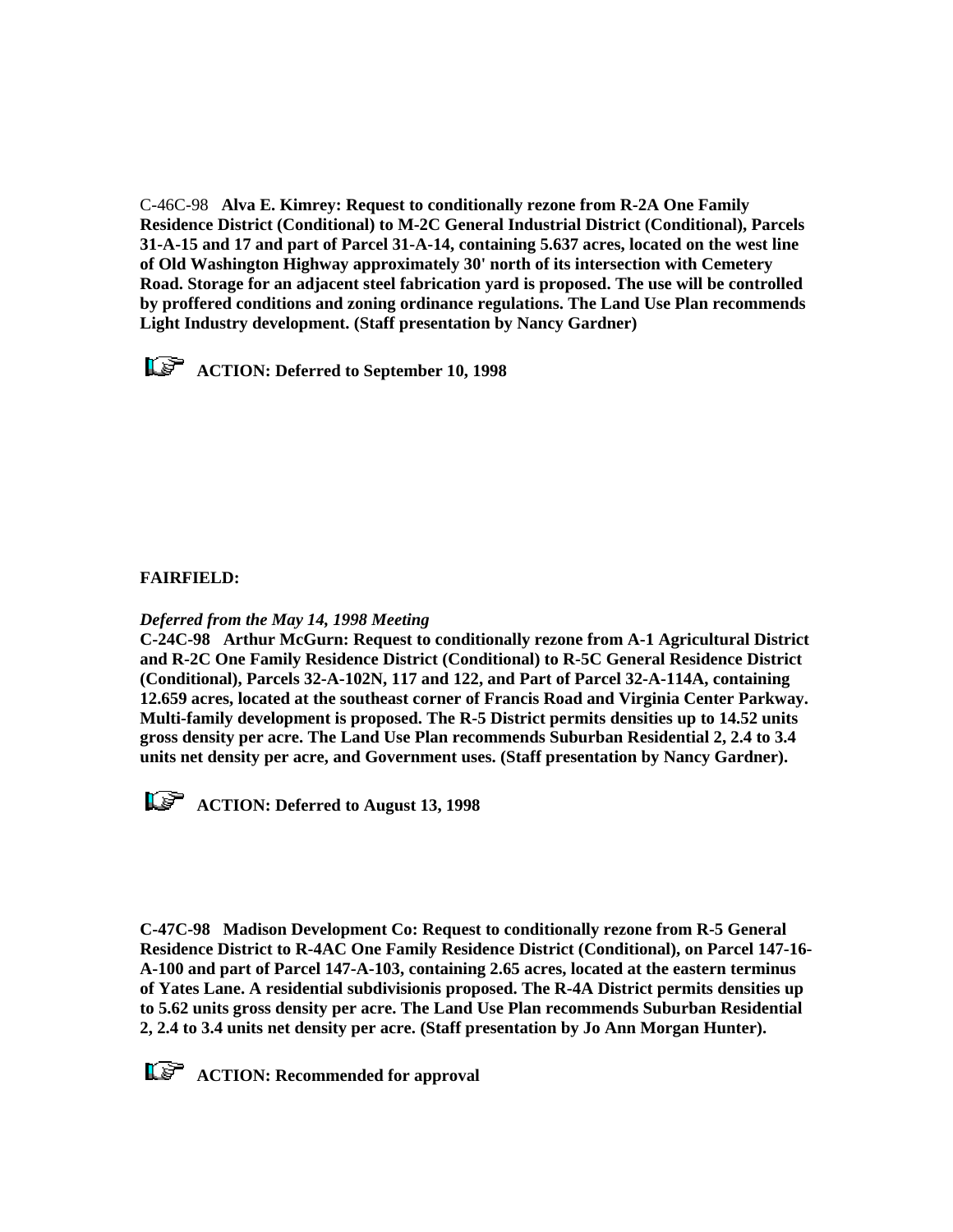C-46C-98 **Alva E. Kimrey: Request to conditionally rezone from R-2A One Family Residence District (Conditional) to M-2C General Industrial District (Conditional), Parcels 31-A-15 and 17 and part of Parcel 31-A-14, containing 5.637 acres, located on the west line of Old Washington Highway approximately 30' north of its intersection with Cemetery Road. Storage for an adjacent steel fabrication yard is proposed. The use will be controlled by proffered conditions and zoning ordinance regulations. The Land Use Plan recommends Light Industry development. (Staff presentation by Nancy Gardner)**

☞ **ACTION: Deferred to September 10, 1998**

**FAIRFIELD:**

***Deferred from the May 14, 1998 Meeting***
**C-24C-98 Arthur McGurn: Request to conditionally rezone from A-1 Agricultural District and R-2C One Family Residence District (Conditional) to R-5C General Residence District (Conditional), Parcels 32-A-102N, 117 and 122, and Part of Parcel 32-A-114A, containing 12.659 acres, located at the southeast corner of Francis Road and Virginia Center Parkway. Multi-family development is proposed. The R-5 District permits densities up to 14.52 units gross density per acre. The Land Use Plan recommends Suburban Residential 2, 2.4 to 3.4 units net density per acre, and Government uses. (Staff presentation by Nancy Gardner).**

☞ **ACTION: Deferred to August 13, 1998**

**C-47C-98 Madison Development Co: Request to conditionally rezone from R-5 General Residence District to R-4AC One Family Residence District (Conditional), on Parcel 147-16-A-100 and part of Parcel 147-A-103, containing 2.65 acres, located at the eastern terminus of Yates Lane. A residential subdivisionis proposed. The R-4A District permits densities up to 5.62 units gross density per acre. The Land Use Plan recommends Suburban Residential 2, 2.4 to 3.4 units net density per acre. (Staff presentation by Jo Ann Morgan Hunter).**

☞ **ACTION: Recommended for approval**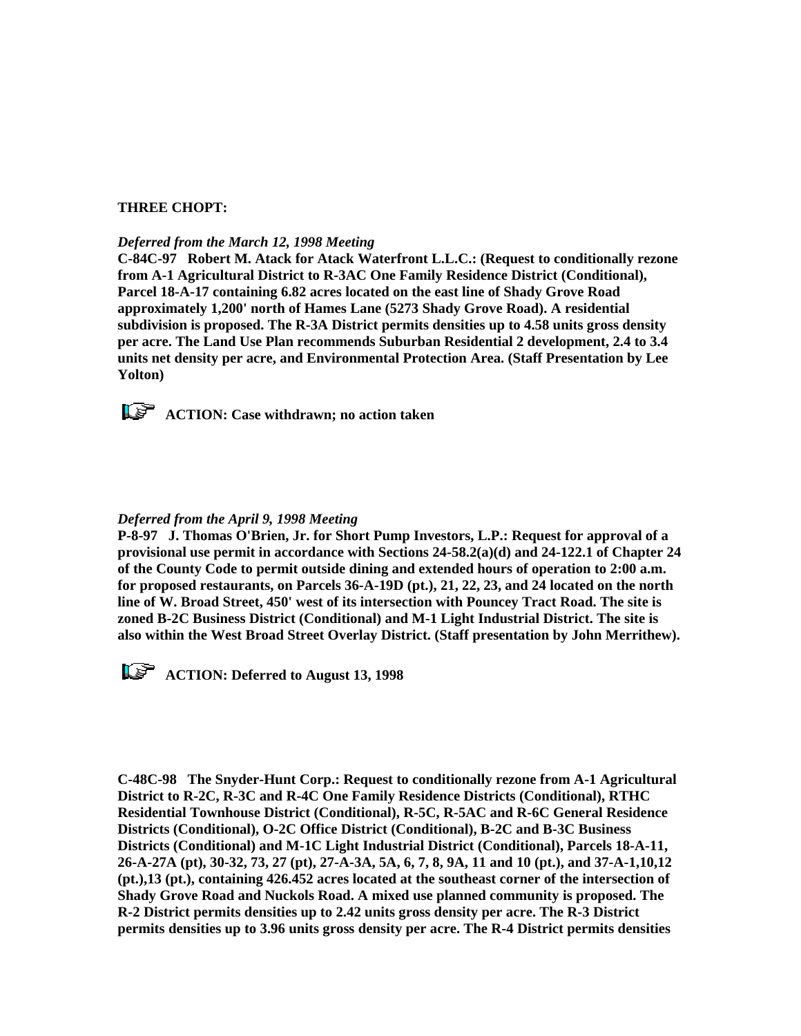**THREE CHOPT:**

***Deferred from the March 12, 1998 Meeting***
**C-84C-97 Robert M. Atack for Atack Waterfront L.L.C.: (Request to conditionally rezone from A-1 Agricultural District to R-3AC One Family Residence District (Conditional), Parcel 18-A-17 containing 6.82 acres located on the east line of Shady Grove Road approximately 1,200' north of Hames Lane (5273 Shady Grove Road). A residential subdivision is proposed. The R-3A District permits densities up to 4.58 units gross density per acre. The Land Use Plan recommends Suburban Residential 2 development, 2.4 to 3.4 units net density per acre, and Environmental Protection Area. (Staff Presentation by Lee Yolton)**

**ACTION: Case withdrawn; no action taken**

***Deferred from the April 9, 1998 Meeting***
**P-8-97 J. Thomas O'Brien, Jr. for Short Pump Investors, L.P.: Request for approval of a provisional use permit in accordance with Sections 24-58.2(a)(d) and 24-122.1 of Chapter 24 of the County Code to permit outside dining and extended hours of operation to 2:00 a.m. for proposed restaurants, on Parcels 36-A-19D (pt.), 21, 22, 23, and 24 located on the north line of W. Broad Street, 450' west of its intersection with Pouncey Tract Road. The site is zoned B-2C Business District (Conditional) and M-1 Light Industrial District. The site is also within the West Broad Street Overlay District. (Staff presentation by John Merrithew).**

**ACTION: Deferred to August 13, 1998**

**C-48C-98 The Snyder-Hunt Corp.: Request to conditionally rezone from A-1 Agricultural District to R-2C, R-3C and R-4C One Family Residence Districts (Conditional), RTHC Residential Townhouse District (Conditional), R-5C, R-5AC and R-6C General Residence Districts (Conditional), O-2C Office District (Conditional), B-2C and B-3C Business Districts (Conditional) and M-1C Light Industrial District (Conditional), Parcels 18-A-11, 26-A-27A (pt), 30-32, 73, 27 (pt), 27-A-3A, 5A, 6, 7, 8, 9A, 11 and 10 (pt.), and 37-A-1,10,12 (pt.),13 (pt.), containing 426.452 acres located at the southeast corner of the intersection of Shady Grove Road and Nuckols Road. A mixed use planned community is proposed. The R-2 District permits densities up to 2.42 units gross density per acre. The R-3 District permits densities up to 3.96 units gross density per acre. The R-4 District permits densities**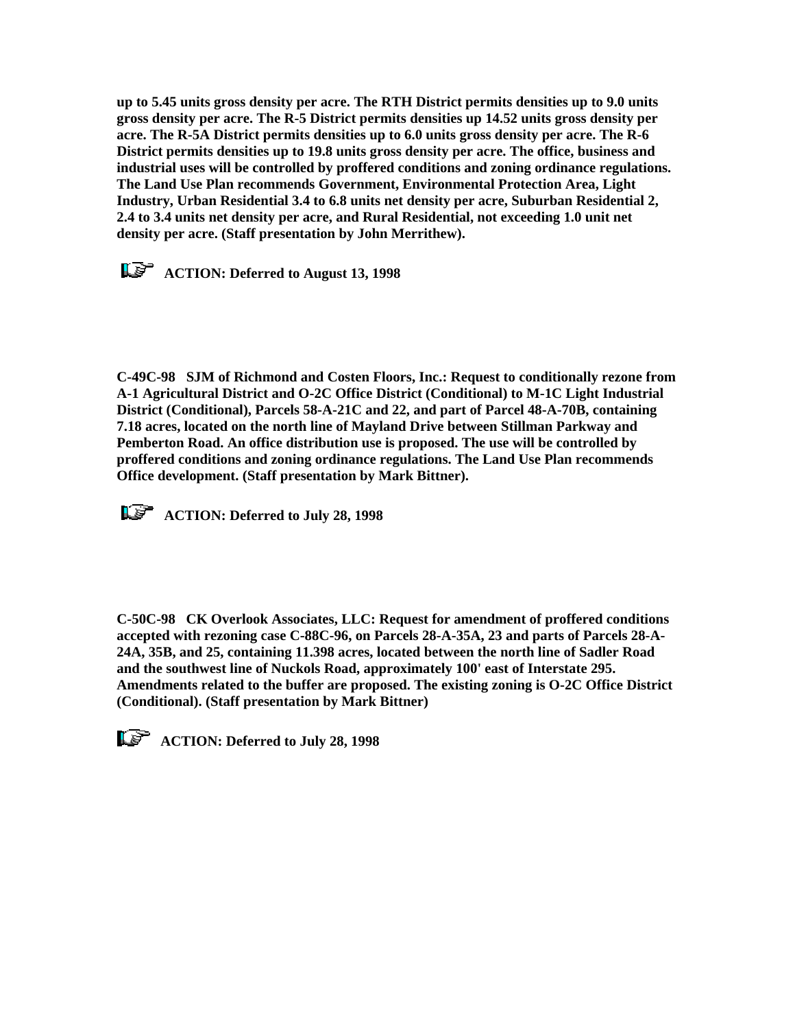**up to 5.45 units gross density per acre. The RTH District permits densities up to 9.0 units gross density per acre. The R-5 District permits densities up 14.52 units gross density per acre. The R-5A District permits densities up to 6.0 units gross density per acre. The R-6 District permits densities up to 19.8 units gross density per acre. The office, business and industrial uses will be controlled by proffered conditions and zoning ordinance regulations. The Land Use Plan recommends Government, Environmental Protection Area, Light Industry, Urban Residential 3.4 to 6.8 units net density per acre, Suburban Residential 2, 2.4 to 3.4 units net density per acre, and Rural Residential, not exceeding 1.0 unit net density per acre. (Staff presentation by John Merrithew).**

**ACTION: Deferred to August 13, 1998**

**C-49C-98 SJM of Richmond and Costen Floors, Inc.: Request to conditionally rezone from A-1 Agricultural District and O-2C Office District (Conditional) to M-1C Light Industrial District (Conditional), Parcels 58-A-21C and 22, and part of Parcel 48-A-70B, containing 7.18 acres, located on the north line of Mayland Drive between Stillman Parkway and Pemberton Road. An office distribution use is proposed. The use will be controlled by proffered conditions and zoning ordinance regulations. The Land Use Plan recommends Office development. (Staff presentation by Mark Bittner).**

**ACTION: Deferred to July 28, 1998**

**C-50C-98 CK Overlook Associates, LLC: Request for amendment of proffered conditions accepted with rezoning case C-88C-96, on Parcels 28-A-35A, 23 and parts of Parcels 28-A-24A, 35B, and 25, containing 11.398 acres, located between the north line of Sadler Road and the southwest line of Nuckols Road, approximately 100' east of Interstate 295. Amendments related to the buffer are proposed. The existing zoning is O-2C Office District (Conditional). (Staff presentation by Mark Bittner)**

**ACTION: Deferred to July 28, 1998**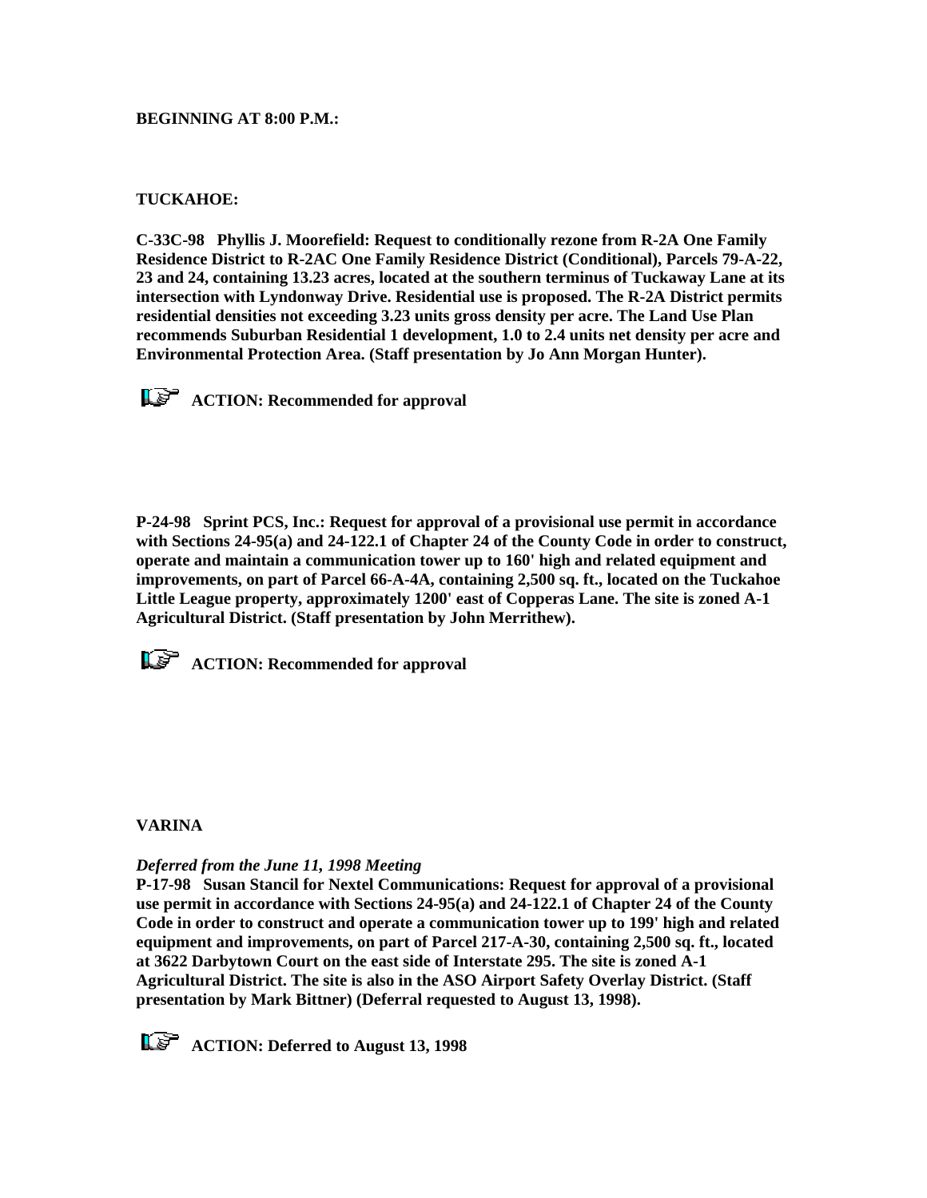**BEGINNING AT 8:00 P.M.:**

**TUCKAHOE:**

**C-33C-98 Phyllis J. Moorefield: Request to conditionally rezone from R-2A One Family Residence District to R-2AC One Family Residence District (Conditional), Parcels 79-A-22, 23 and 24, containing 13.23 acres, located at the southern terminus of Tuckaway Lane at its intersection with Lyndonway Drive. Residential use is proposed. The R-2A District permits residential densities not exceeding 3.23 units gross density per acre. The Land Use Plan recommends Suburban Residential 1 development, 1.0 to 2.4 units net density per acre and Environmental Protection Area. (Staff presentation by Jo Ann Morgan Hunter).**

**ACTION: Recommended for approval**

**P-24-98 Sprint PCS, Inc.: Request for approval of a provisional use permit in accordance with Sections 24-95(a) and 24-122.1 of Chapter 24 of the County Code in order to construct, operate and maintain a communication tower up to 160' high and related equipment and improvements, on part of Parcel 66-A-4A, containing 2,500 sq. ft., located on the Tuckahoe Little League property, approximately 1200' east of Copperas Lane. The site is zoned A-1 Agricultural District. (Staff presentation by John Merrithew).**

**ACTION: Recommended for approval**

**VARINA**

***Deferred from the June 11, 1998 Meeting***
**P-17-98 Susan Stancil for Nextel Communications: Request for approval of a provisional use permit in accordance with Sections 24-95(a) and 24-122.1 of Chapter 24 of the County Code in order to construct and operate a communication tower up to 199' high and related equipment and improvements, on part of Parcel 217-A-30, containing 2,500 sq. ft., located at 3622 Darbytown Court on the east side of Interstate 295. The site is zoned A-1 Agricultural District. The site is also in the ASO Airport Safety Overlay District. (Staff presentation by Mark Bittner) (Deferral requested to August 13, 1998).**

**ACTION: Deferred to August 13, 1998**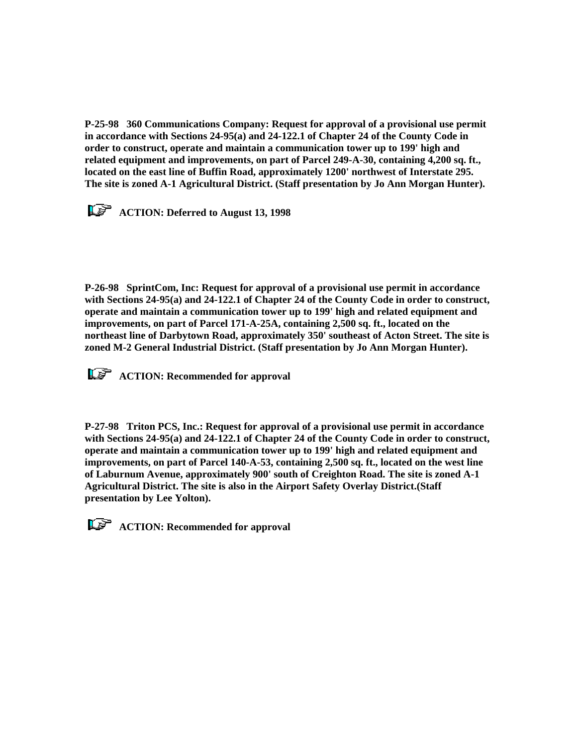**P-25-98 360 Communications Company: Request for approval of a provisional use permit in accordance with Sections 24-95(a) and 24-122.1 of Chapter 24 of the County Code in order to construct, operate and maintain a communication tower up to 199' high and related equipment and improvements, on part of Parcel 249-A-30, containing 4,200 sq. ft., located on the east line of Buffin Road, approximately 1200' northwest of Interstate 295. The site is zoned A-1 Agricultural District. (Staff presentation by Jo Ann Morgan Hunter).**

**ACTION: Deferred to August 13, 1998**

**P-26-98 SprintCom, Inc: Request for approval of a provisional use permit in accordance with Sections 24-95(a) and 24-122.1 of Chapter 24 of the County Code in order to construct, operate and maintain a communication tower up to 199' high and related equipment and improvements, on part of Parcel 171-A-25A, containing 2,500 sq. ft., located on the northeast line of Darbytown Road, approximately 350' southeast of Acton Street. The site is zoned M-2 General Industrial District. (Staff presentation by Jo Ann Morgan Hunter).**

**ACTION: Recommended for approval**

**P-27-98 Triton PCS, Inc.: Request for approval of a provisional use permit in accordance with Sections 24-95(a) and 24-122.1 of Chapter 24 of the County Code in order to construct, operate and maintain a communication tower up to 199' high and related equipment and improvements, on part of Parcel 140-A-53, containing 2,500 sq. ft., located on the west line of Laburnum Avenue, approximately 900' south of Creighton Road. The site is zoned A-1 Agricultural District. The site is also in the Airport Safety Overlay District.(Staff presentation by Lee Yolton).**

**ACTION: Recommended for approval**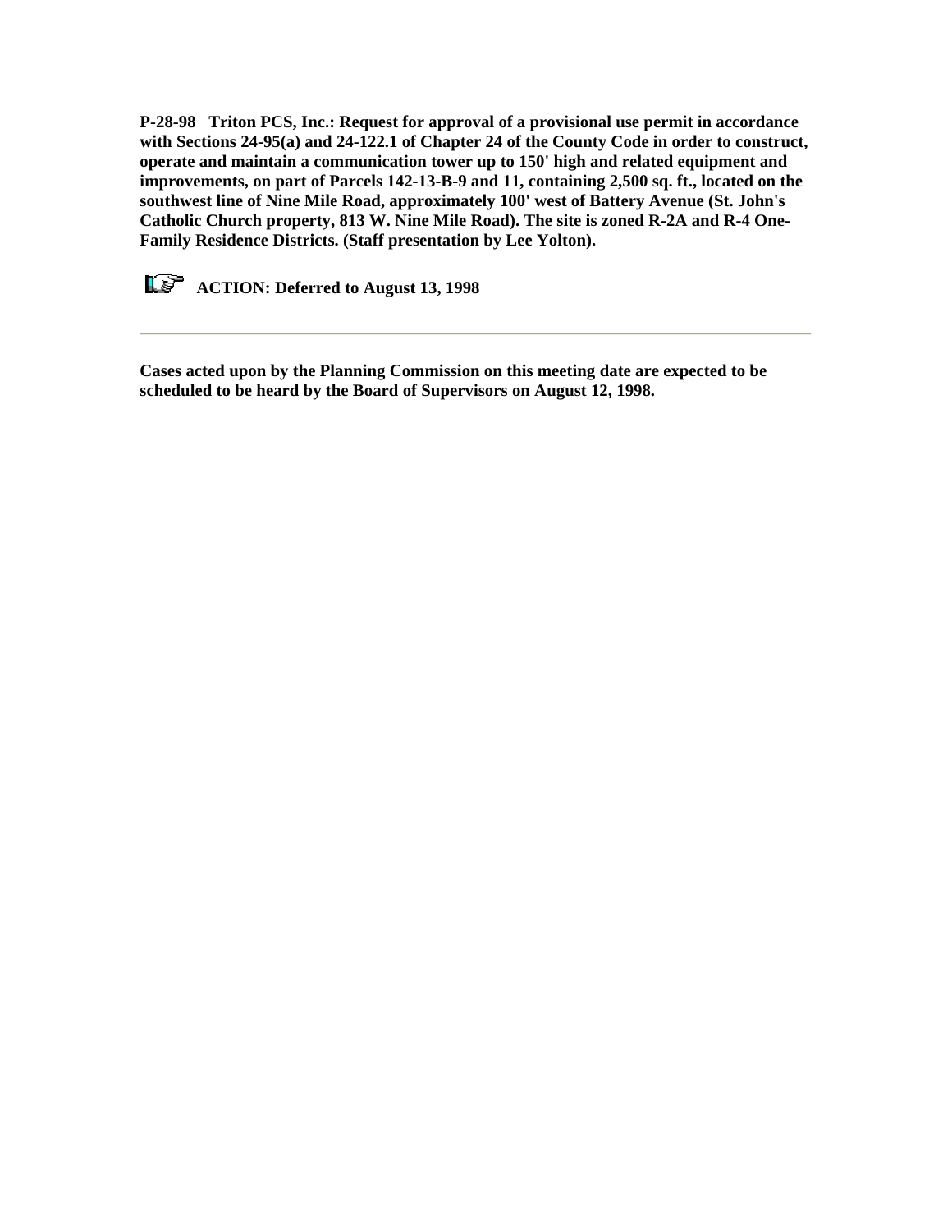**P-28-98 Triton PCS, Inc.: Request for approval of a provisional use permit in accordance with Sections 24-95(a) and 24-122.1 of Chapter 24 of the County Code in order to construct, operate and maintain a communication tower up to 150' high and related equipment and improvements, on part of Parcels 142-13-B-9 and 11, containing 2,500 sq. ft., located on the southwest line of Nine Mile Road, approximately 100' west of Battery Avenue (St. John's Catholic Church property, 813 W. Nine Mile Road). The site is zoned R-2A and R-4 One-Family Residence Districts. (Staff presentation by Lee Yolton).**

**ACTION: Deferred to August 13, 1998**

---

**Cases acted upon by the Planning Commission on this meeting date are expected to be scheduled to be heard by the Board of Supervisors on August 12, 1998.**